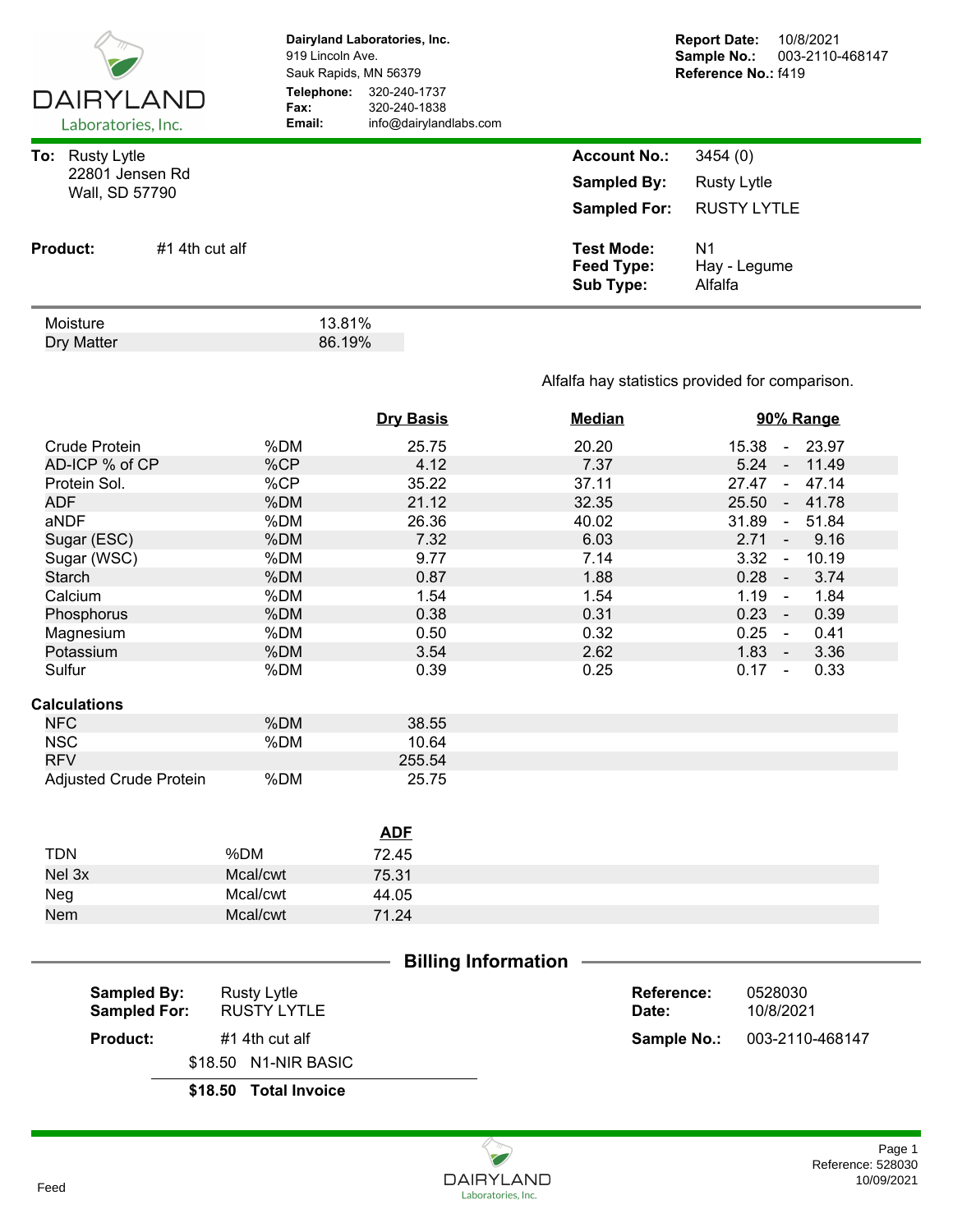**Dairyland Laboratories, Inc.**
919 Lincoln Ave.
Sauk Rapids, MN 56379
**Telephone:** 320-240-1737
**Fax:** 320-240-1838
**Email:** info@dairylandlabs.com

**Report Date:** 10/8/2021
**Sample No.:** 003-2110-468147
**Reference No.:** f419

**To:** Rusty Lytle
22801 Jensen Rd
Wall, SD 57790

**Account No.:** 3454 (0)
**Sampled By:** Rusty Lytle
**Sampled For:** RUSTY LYTLE

**Product:** #1 4th cut alf

**Test Mode:** N1
**Feed Type:** Hay - Legume
**Sub Type:** Alfalfa

| | |
|---|---|
| Moisture | 13.81% |
| Dry Matter | 86.19% |

Alfalfa hay statistics provided for comparison.

| | | Dry Basis | Median | 90% Range |
|---|---|---|---|---|
| Crude Protein | %DM | 25.75 | 20.20 | 15.38 - 23.97 |
| AD-ICP % of CP | %CP | 4.12 | 7.37 | 5.24 - 11.49 |
| Protein Sol. | %CP | 35.22 | 37.11 | 27.47 - 47.14 |
| ADF | %DM | 21.12 | 32.35 | 25.50 - 41.78 |
| aNDF | %DM | 26.36 | 40.02 | 31.89 - 51.84 |
| Sugar (ESC) | %DM | 7.32 | 6.03 | 2.71 - 9.16 |
| Sugar (WSC) | %DM | 9.77 | 7.14 | 3.32 - 10.19 |
| Starch | %DM | 0.87 | 1.88 | 0.28 - 3.74 |
| Calcium | %DM | 1.54 | 1.54 | 1.19 - 1.84 |
| Phosphorus | %DM | 0.38 | 0.31 | 0.23 - 0.39 |
| Magnesium | %DM | 0.50 | 0.32 | 0.25 - 0.41 |
| Potassium | %DM | 3.54 | 2.62 | 1.83 - 3.36 |
| Sulfur | %DM | 0.39 | 0.25 | 0.17 - 0.33 |

**Calculations**

| | | |
|---|---|---|
| NFC | %DM | 38.55 |
| NSC | %DM | 10.64 |
| RFV | | 255.54 |
| Adjusted Crude Protein | %DM | 25.75 |

| | | ADF |
|---|---|---|
| TDN | %DM | 72.45 |
| Nel 3x | Mcal/cwt | 75.31 |
| Neg | Mcal/cwt | 44.05 |
| Nem | Mcal/cwt | 71.24 |

## Billing Information

**Sampled By:** Rusty Lytle
**Sampled For:** RUSTY LYTLE

**Reference:** 0528030
**Date:** 10/8/2021

**Product:** #1 4th cut alf

**Sample No.:** 003-2110-468147

$18.50 N1-NIR BASIC

**$18.50 Total Invoice**

Feed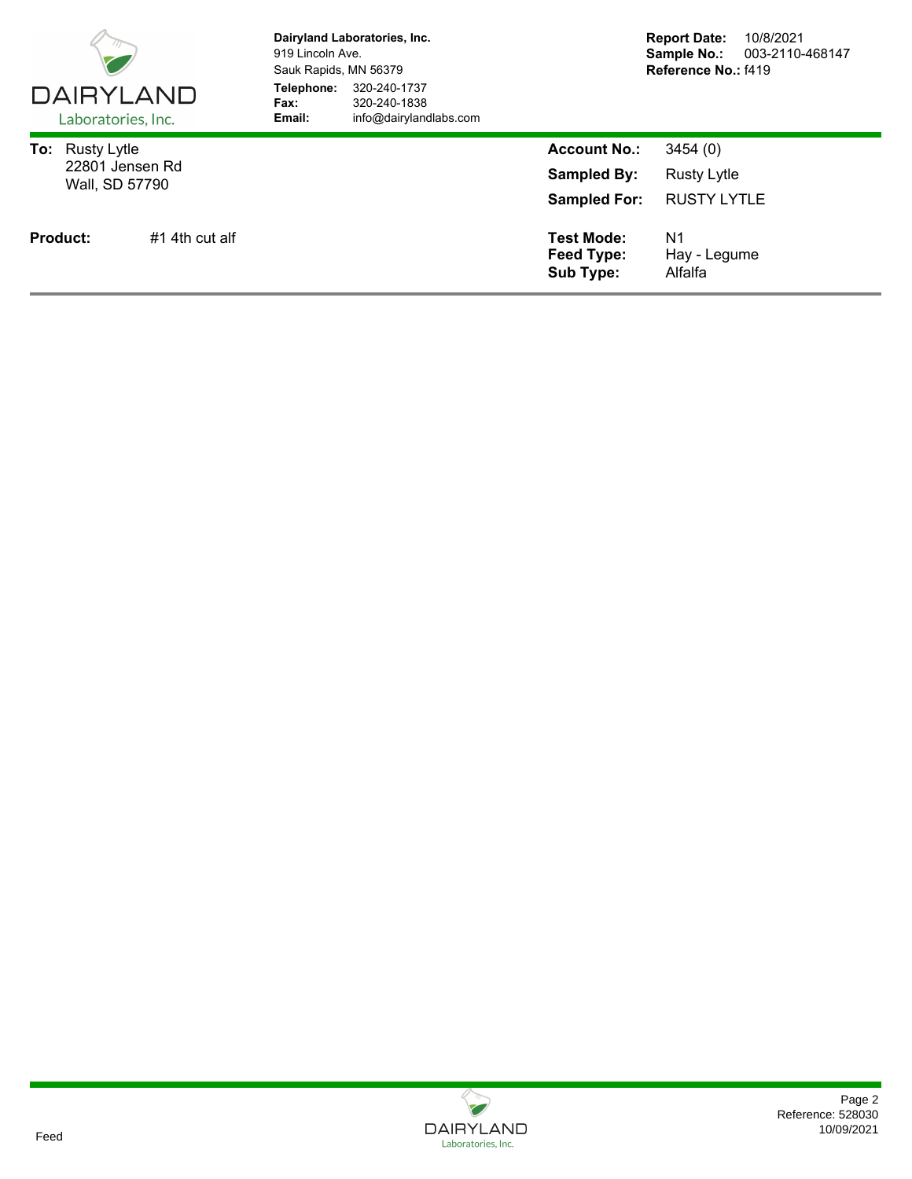**Dairyland Laboratories, Inc.**
919 Lincoln Ave.
Sauk Rapids, MN 56379

**Telephone:** 320-240-1737
**Fax:** 320-240-1838
**Email:** info@dairylandlabs.com

**Report Date:** 10/8/2021
**Sample No.:** 003-2110-468147
**Reference No.:** f419

**To:** Rusty Lytle
22801 Jensen Rd
Wall, SD 57790

**Account No.:** 3454 (0)
**Sampled By:** Rusty Lytle
**Sampled For:** RUSTY LYTLE

**Product:** #1 4th cut alf

**Test Mode:** N1
**Feed Type:** Hay - Legume
**Sub Type:** Alfalfa

Feed

Reference: 528030
10/09/2021